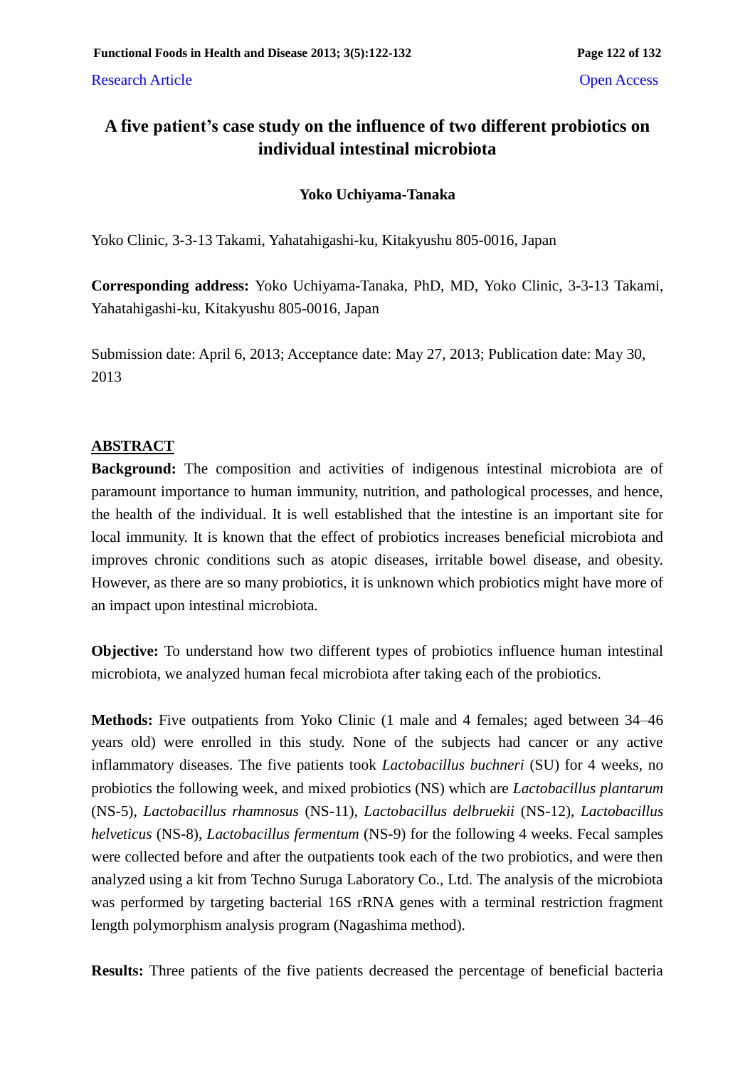Research Article Open Access

# A five patient's case study on the influence of two different probiotics on individual intestinal microbiota

**Yoko Uchiyama-Tanaka**

Yoko Clinic, 3-3-13 Takami, Yahatahigashi-ku, Kitakyushu 805-0016, Japan

**Corresponding address:** Yoko Uchiyama-Tanaka, PhD, MD, Yoko Clinic, 3-3-13 Takami, Yahatahigashi-ku, Kitakyushu 805-0016, Japan

Submission date: April 6, 2013; Acceptance date: May 27, 2013; Publication date: May 30, 2013

## ABSTRACT

**Background:** The composition and activities of indigenous intestinal microbiota are of paramount importance to human immunity, nutrition, and pathological processes, and hence, the health of the individual. It is well established that the intestine is an important site for local immunity. It is known that the effect of probiotics increases beneficial microbiota and improves chronic conditions such as atopic diseases, irritable bowel disease, and obesity. However, as there are so many probiotics, it is unknown which probiotics might have more of an impact upon intestinal microbiota.

**Objective:** To understand how two different types of probiotics influence human intestinal microbiota, we analyzed human fecal microbiota after taking each of the probiotics.

**Methods:** Five outpatients from Yoko Clinic (1 male and 4 females; aged between 34–46 years old) were enrolled in this study. None of the subjects had cancer or any active inflammatory diseases. The five patients took *Lactobacillus buchneri* (SU) for 4 weeks, no probiotics the following week, and mixed probiotics (NS) which are *Lactobacillus plantarum* (NS-5), *Lactobacillus rhamnosus* (NS-11), *Lactobacillus delbruekii* (NS-12), *Lactobacillus helveticus* (NS-8), *Lactobacillus fermentum* (NS-9) for the following 4 weeks. Fecal samples were collected before and after the outpatients took each of the two probiotics, and were then analyzed using a kit from Techno Suruga Laboratory Co., Ltd. The analysis of the microbiota was performed by targeting bacterial 16S rRNA genes with a terminal restriction fragment length polymorphism analysis program (Nagashima method).

**Results:** Three patients of the five patients decreased the percentage of beneficial bacteria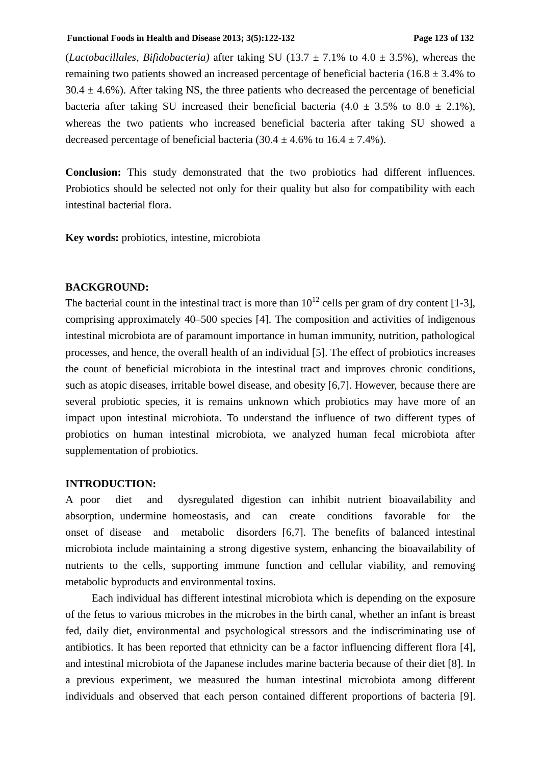(*Lactobacillales*, *Bifidobacteria)* after taking SU (13.7 ± 7.1% to 4.0 ± 3.5%), whereas the remaining two patients showed an increased percentage of beneficial bacteria (16.8 ± 3.4% to 30.4 ± 4.6%). After taking NS, the three patients who decreased the percentage of beneficial bacteria after taking SU increased their beneficial bacteria (4.0 ± 3.5% to 8.0 ± 2.1%), whereas the two patients who increased beneficial bacteria after taking SU showed a decreased percentage of beneficial bacteria (30.4 ± 4.6% to 16.4 ± 7.4%).

**Conclusion:** This study demonstrated that the two probiotics had different influences. Probiotics should be selected not only for their quality but also for compatibility with each intestinal bacterial flora.

**Key words:** probiotics, intestine, microbiota

## BACKGROUND:

The bacterial count in the intestinal tract is more than $10^{12}$ cells per gram of dry content [1-3], comprising approximately 40–500 species [4]. The composition and activities of indigenous intestinal microbiota are of paramount importance in human immunity, nutrition, pathological processes, and hence, the overall health of an individual [5]. The effect of probiotics increases the count of beneficial microbiota in the intestinal tract and improves chronic conditions, such as atopic diseases, irritable bowel disease, and obesity [6,7]. However, because there are several probiotic species, it is remains unknown which probiotics may have more of an impact upon intestinal microbiota. To understand the influence of two different types of probiotics on human intestinal microbiota, we analyzed human fecal microbiota after supplementation of probiotics.

## INTRODUCTION:

A poor diet and dysregulated digestion can inhibit nutrient bioavailability and absorption, undermine homeostasis, and can create conditions favorable for the onset of disease and metabolic disorders [6,7]. The benefits of balanced intestinal microbiota include maintaining a strong digestive system, enhancing the bioavailability of nutrients to the cells, supporting immune function and cellular viability, and removing metabolic byproducts and environmental toxins.

Each individual has different intestinal microbiota which is depending on the exposure of the fetus to various microbes in the microbes in the birth canal, whether an infant is breast fed, daily diet, environmental and psychological stressors and the indiscriminating use of antibiotics. It has been reported that ethnicity can be a factor influencing different flora [4], and intestinal microbiota of the Japanese includes marine bacteria because of their diet [8]. In a previous experiment, we measured the human intestinal microbiota among different individuals and observed that each person contained different proportions of bacteria [9].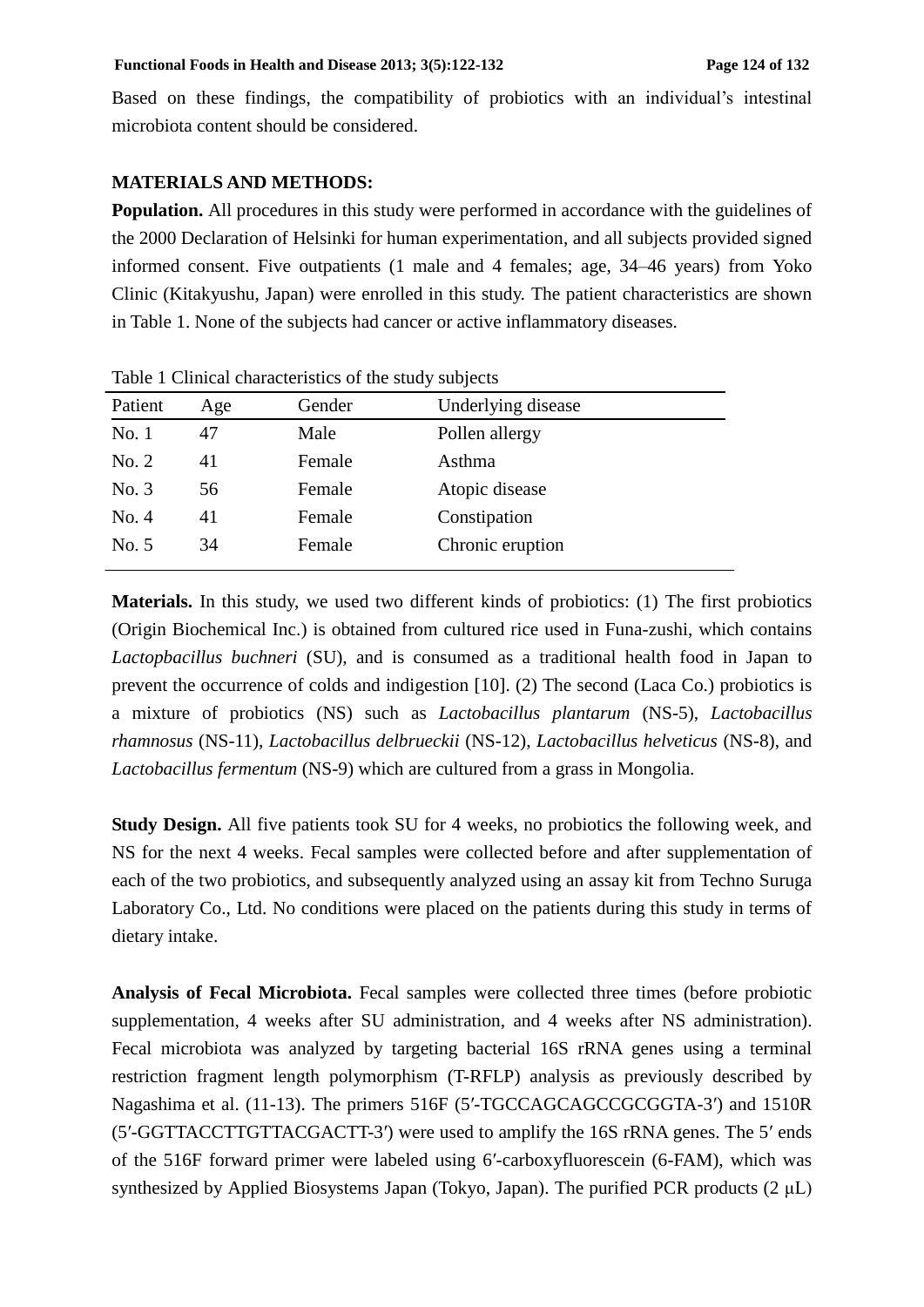Based on these findings, the compatibility of probiotics with an individual's intestinal microbiota content should be considered.

## MATERIALS AND METHODS:

**Population.** All procedures in this study were performed in accordance with the guidelines of the 2000 Declaration of Helsinki for human experimentation, and all subjects provided signed informed consent. Five outpatients (1 male and 4 females; age, 34–46 years) from Yoko Clinic (Kitakyushu, Japan) were enrolled in this study. The patient characteristics are shown in Table 1. None of the subjects had cancer or active inflammatory diseases.

Table 1 Clinical characteristics of the study subjects

| Patient | Age | Gender | Underlying disease |
|---|---|---|---|
| No. 1 | 47 | Male | Pollen allergy |
| No. 2 | 41 | Female | Asthma |
| No. 3 | 56 | Female | Atopic disease |
| No. 4 | 41 | Female | Constipation |
| No. 5 | 34 | Female | Chronic eruption |

**Materials.** In this study, we used two different kinds of probiotics: (1) The first probiotics (Origin Biochemical Inc.) is obtained from cultured rice used in Funa-zushi, which contains *Lactopbacillus buchneri* (SU), and is consumed as a traditional health food in Japan to prevent the occurrence of colds and indigestion [10]. (2) The second (Laca Co.) probiotics is a mixture of probiotics (NS) such as *Lactobacillus plantarum* (NS-5), *Lactobacillus rhamnosus* (NS-11), *Lactobacillus delbrueckii* (NS-12), *Lactobacillus helveticus* (NS-8), and *Lactobacillus fermentum* (NS-9) which are cultured from a grass in Mongolia.

**Study Design.** All five patients took SU for 4 weeks, no probiotics the following week, and NS for the next 4 weeks. Fecal samples were collected before and after supplementation of each of the two probiotics, and subsequently analyzed using an assay kit from Techno Suruga Laboratory Co., Ltd. No conditions were placed on the patients during this study in terms of dietary intake.

**Analysis of Fecal Microbiota.** Fecal samples were collected three times (before probiotic supplementation, 4 weeks after SU administration, and 4 weeks after NS administration). Fecal microbiota was analyzed by targeting bacterial 16S rRNA genes using a terminal restriction fragment length polymorphism (T-RFLP) analysis as previously described by Nagashima et al. (11-13). The primers 516F (5′-TGCCAGCAGCCGCGGTA-3′) and 1510R (5′-GGTTACCTTGTTACGACTT-3′) were used to amplify the 16S rRNA genes. The 5′ ends of the 516F forward primer were labeled using 6′-carboxyfluorescein (6-FAM), which was synthesized by Applied Biosystems Japan (Tokyo, Japan). The purified PCR products (2 μL)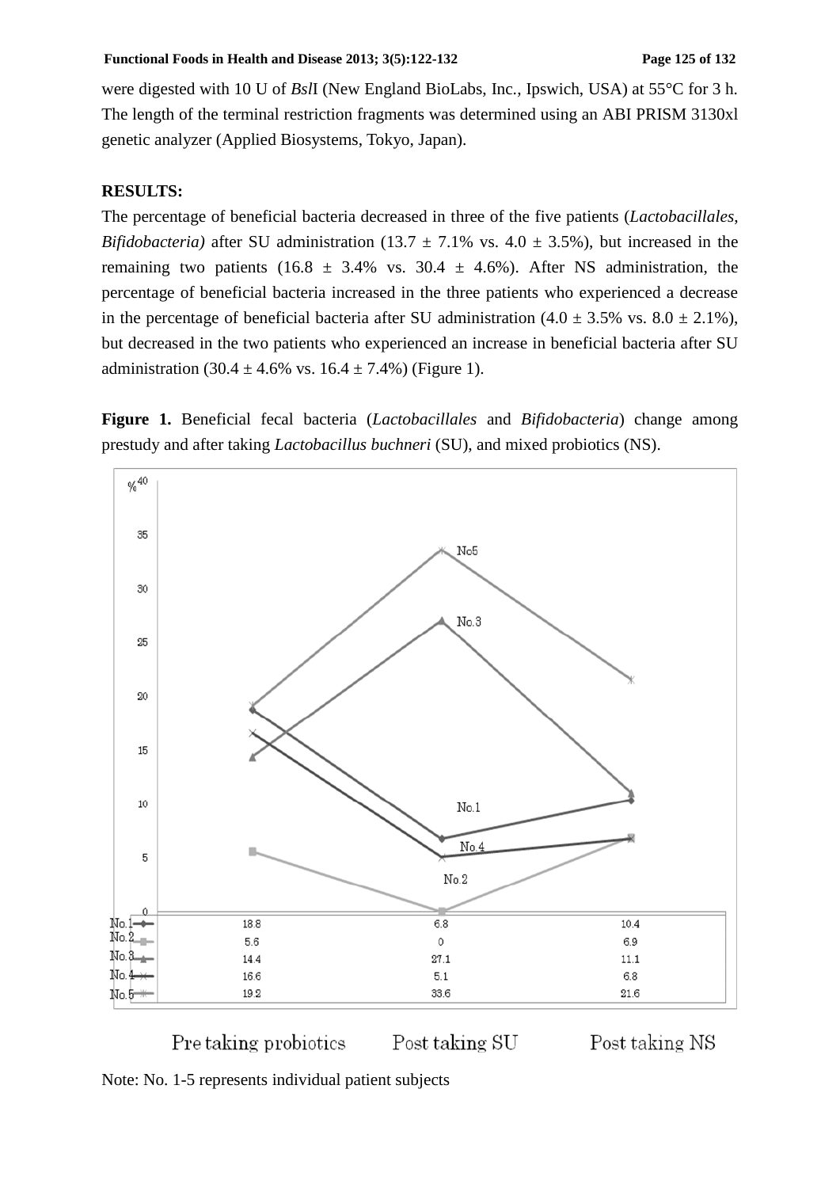were digested with 10 U of *Bsl*I (New England BioLabs, Inc., Ipswich, USA) at 55°C for 3 h. The length of the terminal restriction fragments was determined using an ABI PRISM 3130xl genetic analyzer (Applied Biosystems, Tokyo, Japan).

**RESULTS:**

The percentage of beneficial bacteria decreased in three of the five patients (*Lactobacillales*, *Bifidobacteria)* after SU administration (13.7 ± 7.1% vs. 4.0 ± 3.5%), but increased in the remaining two patients (16.8 ± 3.4% vs. 30.4 ± 4.6%). After NS administration, the percentage of beneficial bacteria increased in the three patients who experienced a decrease in the percentage of beneficial bacteria after SU administration (4.0 ± 3.5% vs. 8.0 ± 2.1%), but decreased in the two patients who experienced an increase in beneficial bacteria after SU administration (30.4 ± 4.6% vs. 16.4 ± 7.4%) (Figure 1).

**Figure 1.** Beneficial fecal bacteria (*Lactobacillales* and *Bifidobacteria*) change among prestudy and after taking *Lactobacillus buchneri* (SU), and mixed probiotics (NS).

| | Pre taking probiotics | Post taking SU | Post taking NS |
|---|---|---|---|
| No.1 | 18.8 | 6.8 | 10.4 |
| No.2 | 5.6 | 0 | 6.9 |
| No.3 | 14.4 | 27.1 | 11.1 |
| No.4 | 16.6 | 5.1 | 6.8 |
| No.5 | 19.2 | 33.6 | 21.6 |

Note: No. 1-5 represents individual patient subjects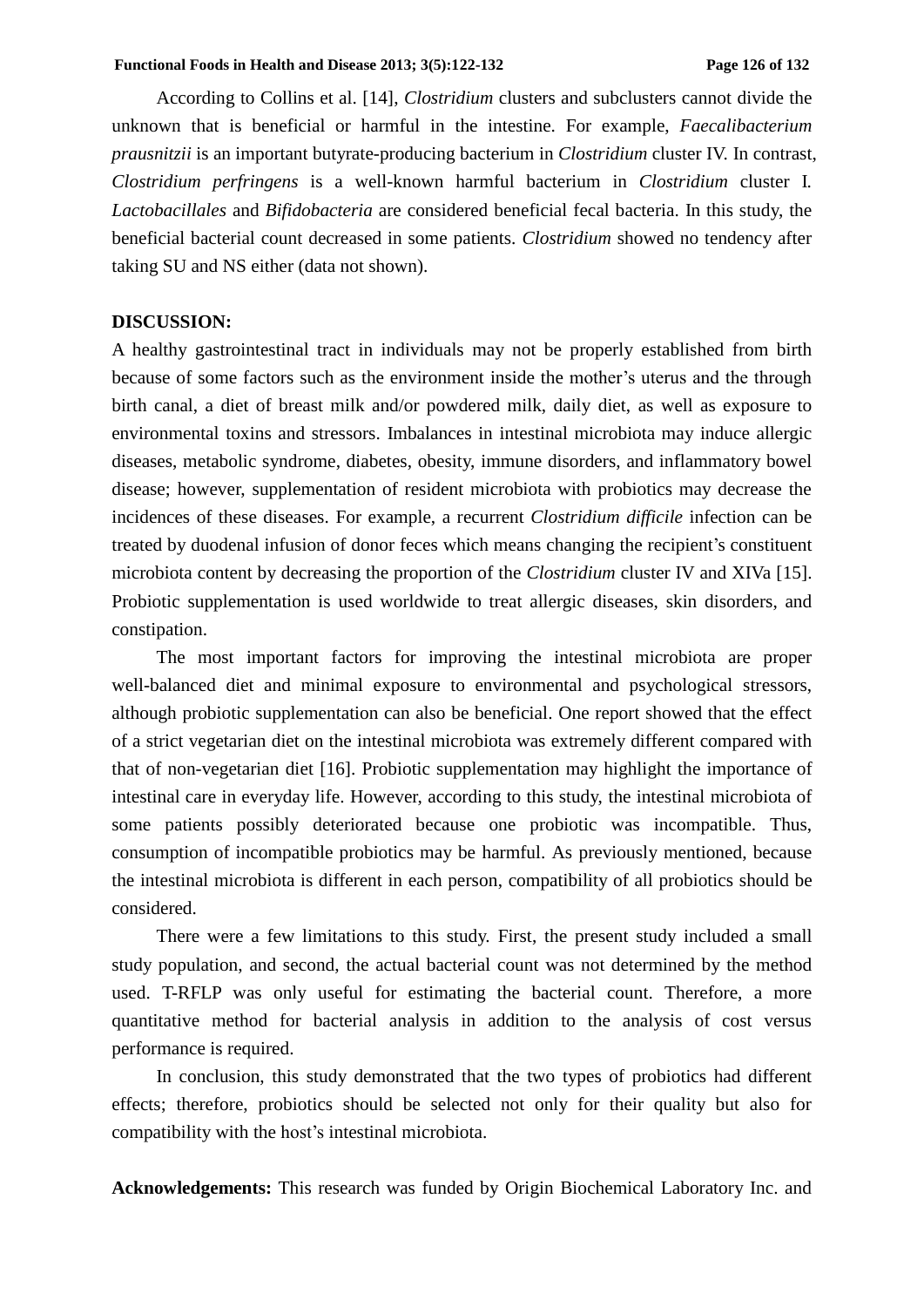According to Collins et al. [14], *Clostridium* clusters and subclusters cannot divide the unknown that is beneficial or harmful in the intestine. For example, *Faecalibacterium prausnitzii* is an important butyrate-producing bacterium in *Clostridium* cluster IV. In contrast, *Clostridium perfringens* is a well-known harmful bacterium in *Clostridium* cluster I. *Lactobacillales* and *Bifidobacteria* are considered beneficial fecal bacteria. In this study, the beneficial bacterial count decreased in some patients. *Clostridium* showed no tendency after taking SU and NS either (data not shown).

**DISCUSSION:**

A healthy gastrointestinal tract in individuals may not be properly established from birth because of some factors such as the environment inside the mother's uterus and the through birth canal, a diet of breast milk and/or powdered milk, daily diet, as well as exposure to environmental toxins and stressors. Imbalances in intestinal microbiota may induce allergic diseases, metabolic syndrome, diabetes, obesity, immune disorders, and inflammatory bowel disease; however, supplementation of resident microbiota with probiotics may decrease the incidences of these diseases. For example, a recurrent *Clostridium difficile* infection can be treated by duodenal infusion of donor feces which means changing the recipient's constituent microbiota content by decreasing the proportion of the *Clostridium* cluster IV and XIVa [15]. Probiotic supplementation is used worldwide to treat allergic diseases, skin disorders, and constipation.

The most important factors for improving the intestinal microbiota are proper well-balanced diet and minimal exposure to environmental and psychological stressors, although probiotic supplementation can also be beneficial. One report showed that the effect of a strict vegetarian diet on the intestinal microbiota was extremely different compared with that of non-vegetarian diet [16]. Probiotic supplementation may highlight the importance of intestinal care in everyday life. However, according to this study, the intestinal microbiota of some patients possibly deteriorated because one probiotic was incompatible. Thus, consumption of incompatible probiotics may be harmful. As previously mentioned, because the intestinal microbiota is different in each person, compatibility of all probiotics should be considered.

There were a few limitations to this study. First, the present study included a small study population, and second, the actual bacterial count was not determined by the method used. T-RFLP was only useful for estimating the bacterial count. Therefore, a more quantitative method for bacterial analysis in addition to the analysis of cost versus performance is required.

In conclusion, this study demonstrated that the two types of probiotics had different effects; therefore, probiotics should be selected not only for their quality but also for compatibility with the host's intestinal microbiota.

**Acknowledgements:** This research was funded by Origin Biochemical Laboratory Inc. and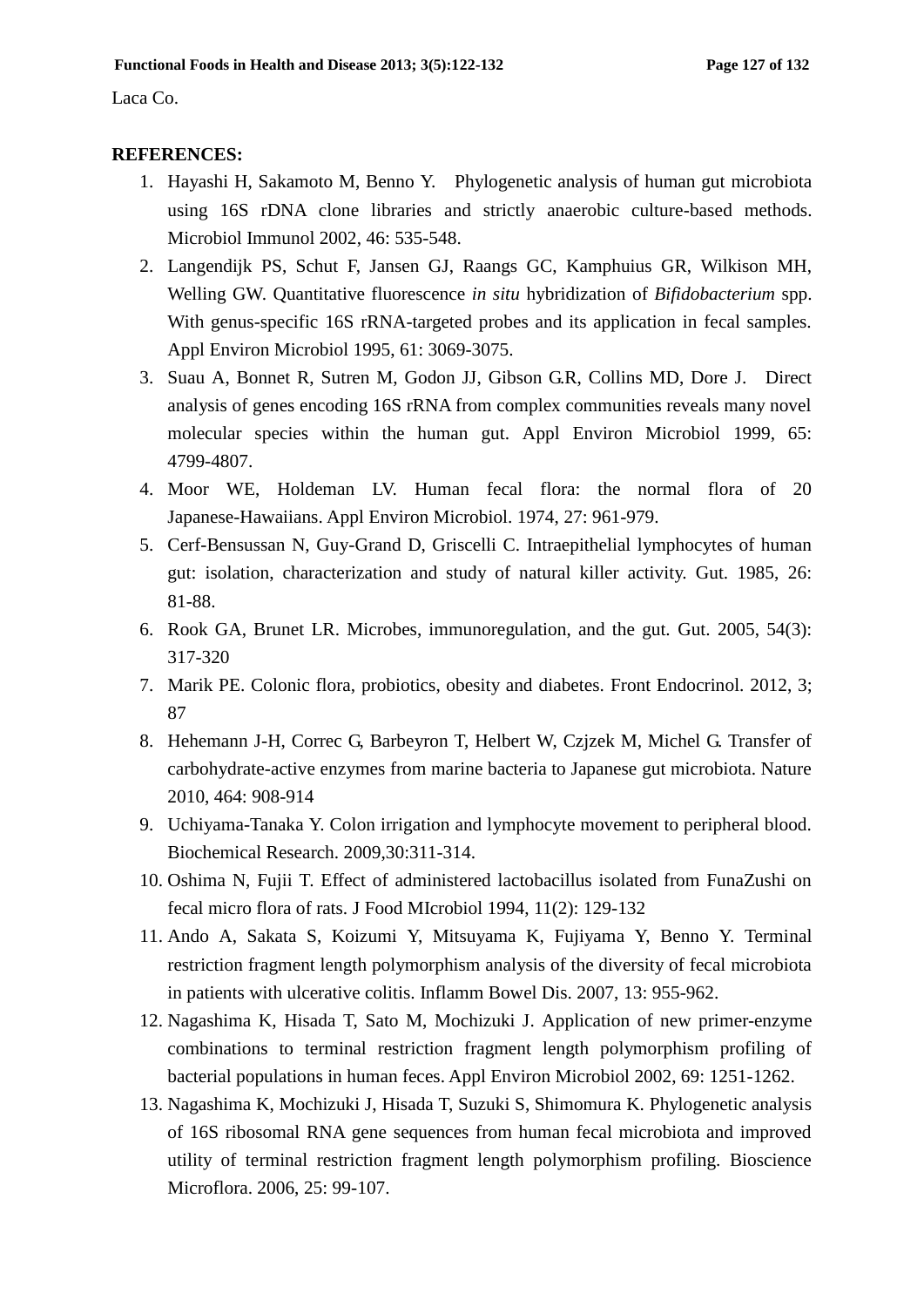Laca Co.

**REFERENCES:**

1. Hayashi H, Sakamoto M, Benno Y. Phylogenetic analysis of human gut microbiota using 16S rDNA clone libraries and strictly anaerobic culture-based methods. Microbiol Immunol 2002, 46: 535-548.
2. Langendijk PS, Schut F, Jansen GJ, Raangs GC, Kamphuius GR, Wilkison MH, Welling GW. Quantitative fluorescence *in situ* hybridization of *Bifidobacterium* spp. With genus-specific 16S rRNA-targeted probes and its application in fecal samples. Appl Environ Microbiol 1995, 61: 3069-3075.
3. Suau A, Bonnet R, Sutren M, Godon JJ, Gibson G.R, Collins MD, Dore J. Direct analysis of genes encoding 16S rRNA from complex communities reveals many novel molecular species within the human gut. Appl Environ Microbiol 1999, 65: 4799-4807.
4. Moor WE, Holdeman LV. Human fecal flora: the normal flora of 20 Japanese-Hawaiians. Appl Environ Microbiol. 1974, 27: 961-979.
5. Cerf-Bensussan N, Guy-Grand D, Griscelli C. Intraepithelial lymphocytes of human gut: isolation, characterization and study of natural killer activity. Gut. 1985, 26: 81-88.
6. Rook GA, Brunet LR. Microbes, immunoregulation, and the gut. Gut. 2005, 54(3): 317-320
7. Marik PE. Colonic flora, probiotics, obesity and diabetes. Front Endocrinol. 2012, 3; 87
8. Hehemann J-H, Correc G, Barbeyron T, Helbert W, Czjzek M, Michel G. Transfer of carbohydrate-active enzymes from marine bacteria to Japanese gut microbiota. Nature 2010, 464: 908-914
9. Uchiyama-Tanaka Y. Colon irrigation and lymphocyte movement to peripheral blood. Biochemical Research. 2009,30:311-314.
10. Oshima N, Fujii T. Effect of administered lactobacillus isolated from FunaZushi on fecal micro flora of rats. J Food MIcrobiol 1994, 11(2): 129-132
11. Ando A, Sakata S, Koizumi Y, Mitsuyama K, Fujiyama Y, Benno Y. Terminal restriction fragment length polymorphism analysis of the diversity of fecal microbiota in patients with ulcerative colitis. Inflamm Bowel Dis. 2007, 13: 955-962.
12. Nagashima K, Hisada T, Sato M, Mochizuki J. Application of new primer-enzyme combinations to terminal restriction fragment length polymorphism profiling of bacterial populations in human feces. Appl Environ Microbiol 2002, 69: 1251-1262.
13. Nagashima K, Mochizuki J, Hisada T, Suzuki S, Shimomura K. Phylogenetic analysis of 16S ribosomal RNA gene sequences from human fecal microbiota and improved utility of terminal restriction fragment length polymorphism profiling. Bioscience Microflora. 2006, 25: 99-107.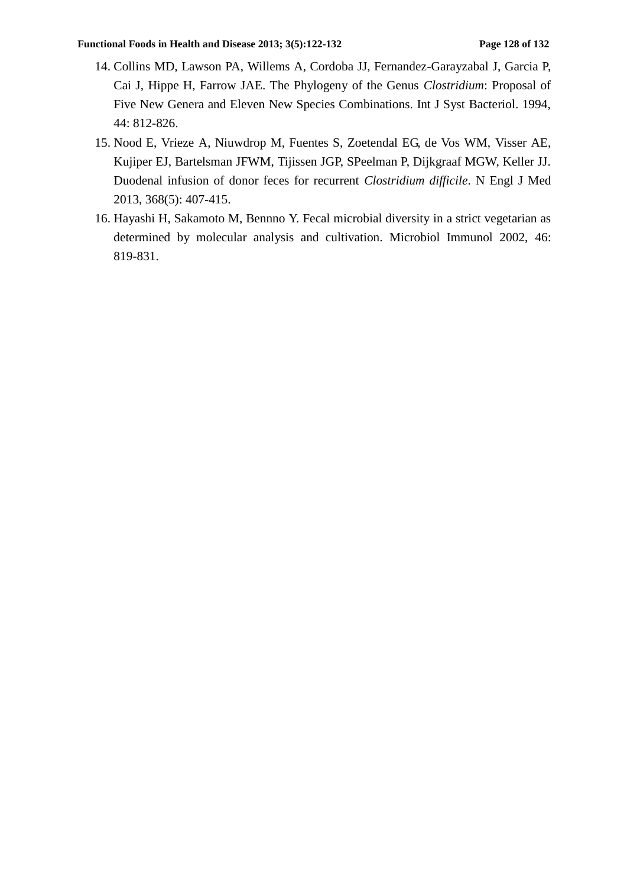14. Collins MD, Lawson PA, Willems A, Cordoba JJ, Fernandez-Garayzabal J, Garcia P, Cai J, Hippe H, Farrow JAE. The Phylogeny of the Genus *Clostridium*: Proposal of Five New Genera and Eleven New Species Combinations. Int J Syst Bacteriol. 1994, 44: 812-826.
15. Nood E, Vrieze A, Niuwdrop M, Fuentes S, Zoetendal EG, de Vos WM, Visser AE, Kujiper EJ, Bartelsman JFWM, Tijissen JGP, SPeelman P, Dijkgraaf MGW, Keller JJ. Duodenal infusion of donor feces for recurrent *Clostridium difficile*. N Engl J Med 2013, 368(5): 407-415.
16. Hayashi H, Sakamoto M, Bennno Y. Fecal microbial diversity in a strict vegetarian as determined by molecular analysis and cultivation. Microbiol Immunol 2002, 46: 819-831.